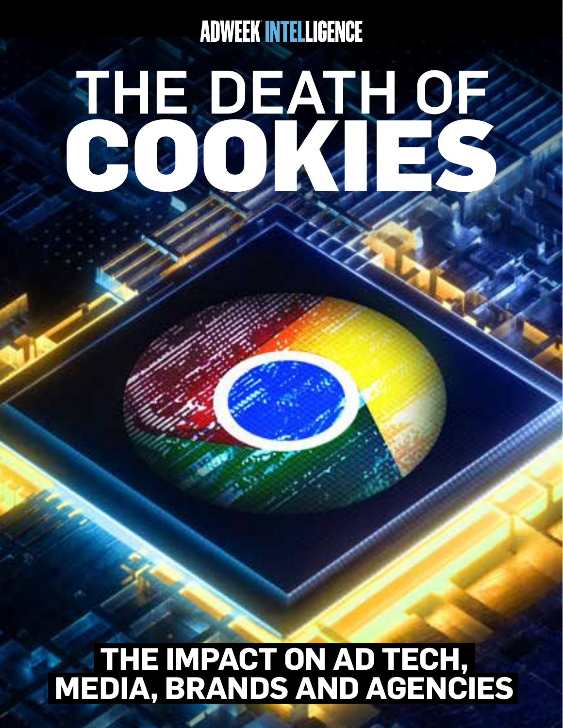ADWEEK INTELLIGENCE

# THE DEATH OF COOKIES

## THE IMPACT ON AD TECH, MEDIA, BRANDS AND AGENCIES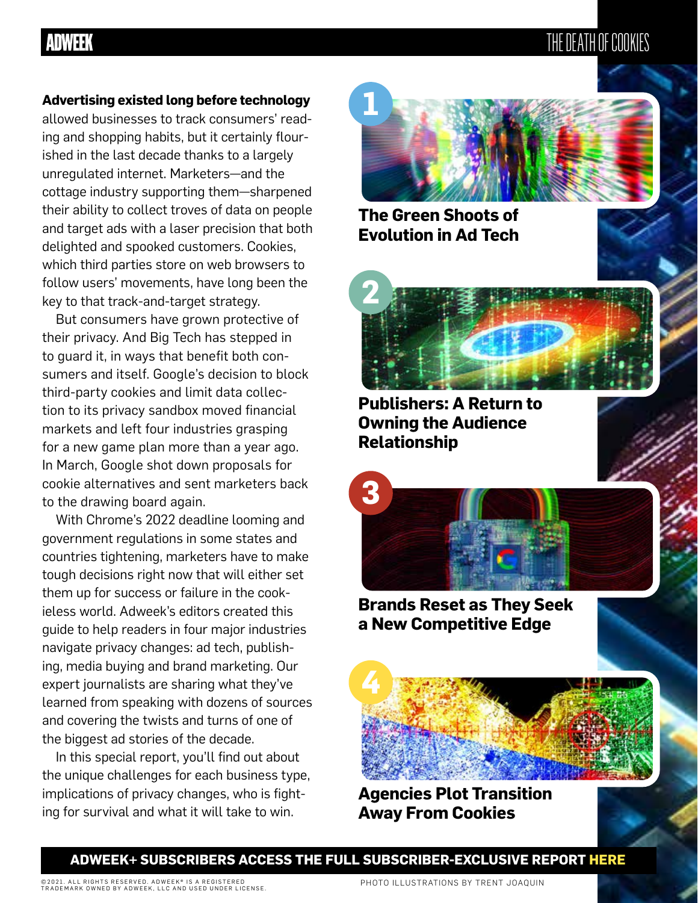**Advertising existed long before technology** allowed businesses to track consumers' reading and shopping habits, but it certainly flourished in the last decade thanks to a largely unregulated internet. Marketers—and the cottage industry supporting them—sharpened their ability to collect troves of data on people and target ads with a laser precision that both delighted and spooked customers. Cookies, which third parties store on web browsers to follow users' movements, have long been the key to that track-and-target strategy.

But consumers have grown protective of their privacy. And Big Tech has stepped in to guard it, in ways that benefit both consumers and itself. Google's decision to block third-party cookies and limit data collection to its privacy sandbox moved financial markets and left four industries grasping for a new game plan more than a year ago. In March, Google shot down proposals for cookie alternatives and sent marketers back to the drawing board again.

With Chrome's 2022 deadline looming and government regulations in some states and countries tightening, marketers have to make tough decisions right now that will either set them up for success or failure in the cookieless world. Adweek's editors created this guide to help readers in four major industries navigate privacy changes: ad tech, publishing, media buying and brand marketing. Our expert journalists are sharing what they've learned from speaking with dozens of sources and covering the twists and turns of one of the biggest ad stories of the decade.

In this special report, you'll find out about the unique challenges for each business type, implications of privacy changes, who is fighting for survival and what it will take to win.

1

**The Green Shoots of Evolution in Ad Tech**

2

**Publishers: A Return to Owning the Audience Relationship**

3

**Brands Reset as They Seek a New Competitive Edge**

4

**Agencies Plot Transition Away From Cookies**

**ADWEEK+ SUBSCRIBERS ACCESS THE FULL SUBSCRIBER-EXCLUSIVE REPORT HERE**

©2021. ALL RIGHTS RESERVED. ADWEEK® IS A REGISTERED TRADEMARK OWNED BY ADWEEK, LLC AND USED UNDER LICENSE.

PHOTO ILLUSTRATIONS BY TRENT JOAQUIN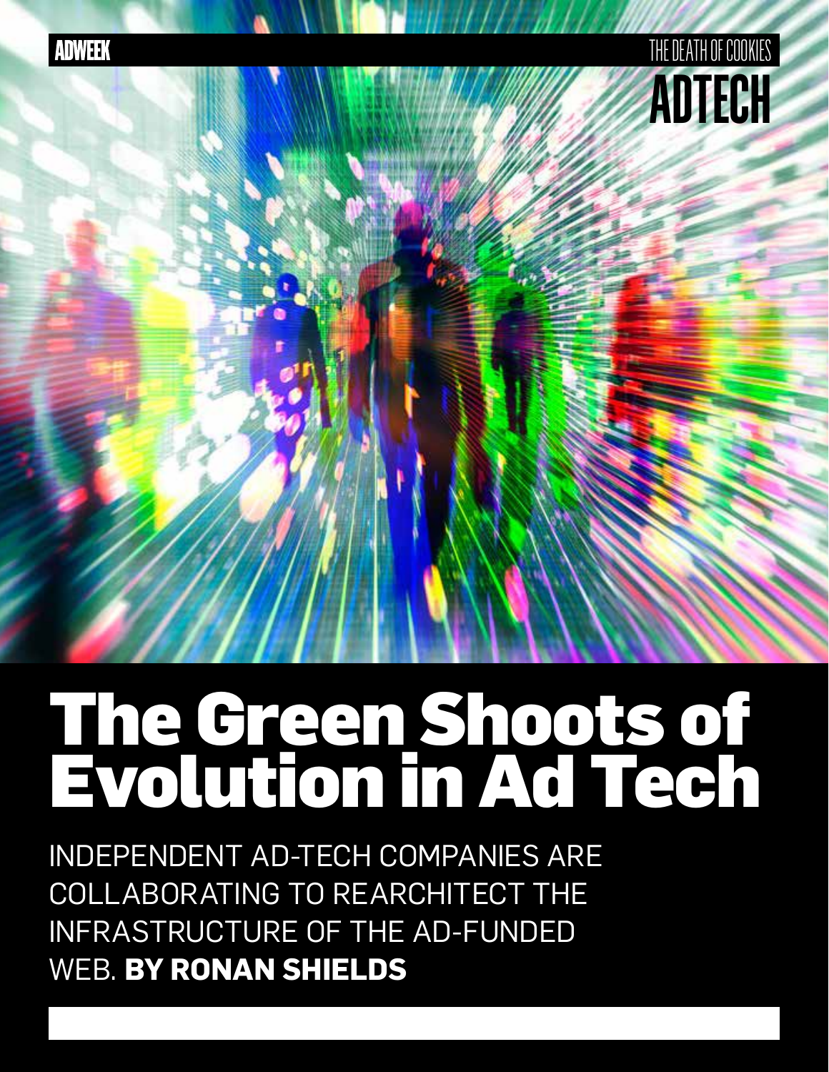ADWEEK

THE DEATH OF COOKIES

ADTECH

# The Green Shoots of Evolution in Ad Tech

INDEPENDENT AD-TECH COMPANIES ARE COLLABORATING TO REARCHITECT THE INFRASTRUCTURE OF THE AD-FUNDED WEB. **BY RONAN SHIELDS**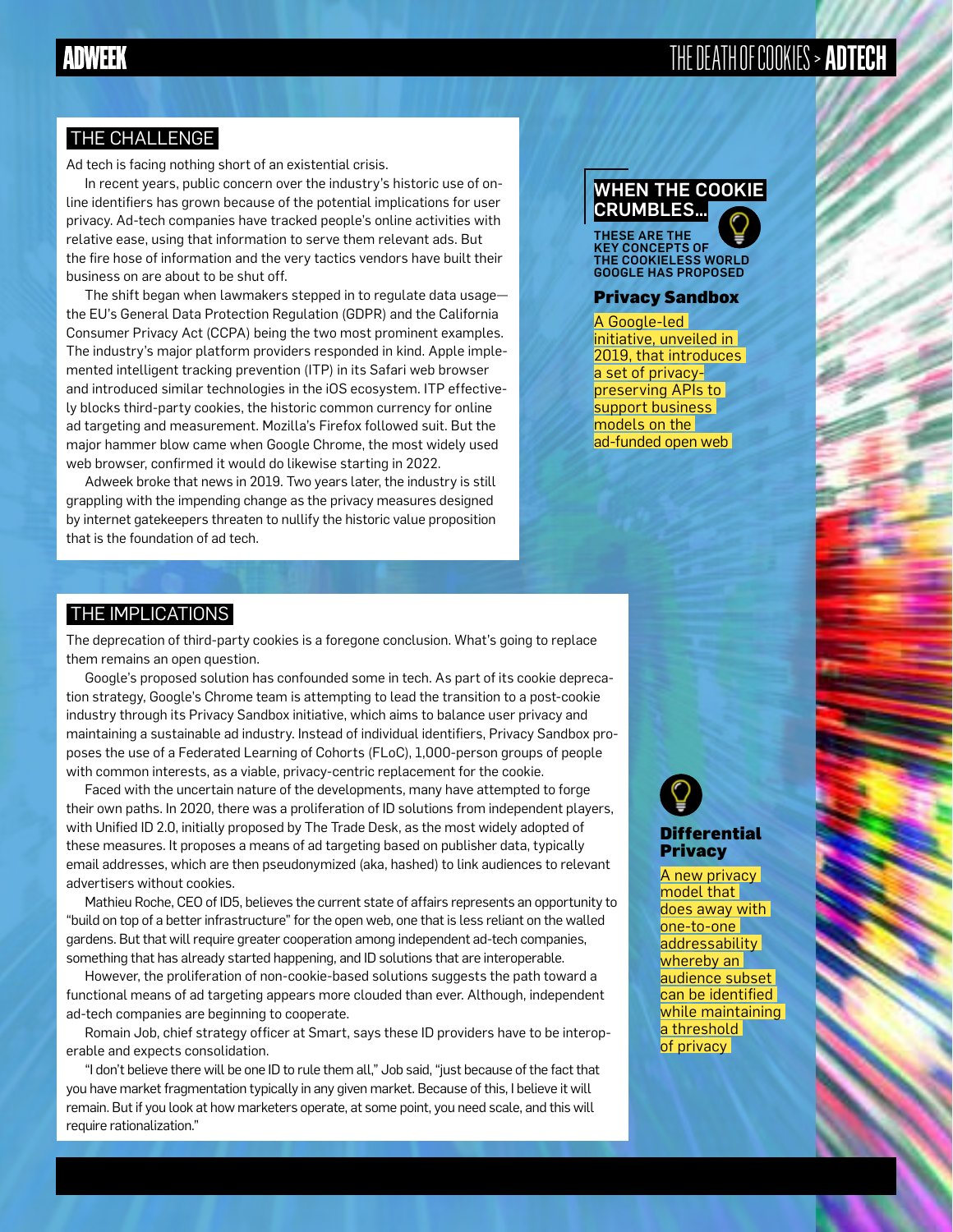## THE CHALLENGE

Ad tech is facing nothing short of an existential crisis.

In recent years, public concern over the industry's historic use of online identifiers has grown because of the potential implications for user privacy. Ad-tech companies have tracked people's online activities with relative ease, using that information to serve them relevant ads. But the fire hose of information and the very tactics vendors have built their business on are about to be shut off.

The shift began when lawmakers stepped in to regulate data usage—the EU's General Data Protection Regulation (GDPR) and the California Consumer Privacy Act (CCPA) being the two most prominent examples. The industry's major platform providers responded in kind. Apple implemented intelligent tracking prevention (ITP) in its Safari web browser and introduced similar technologies in the iOS ecosystem. ITP effectively blocks third-party cookies, the historic common currency for online ad targeting and measurement. Mozilla's Firefox followed suit. But the major hammer blow came when Google Chrome, the most widely used web browser, confirmed it would do likewise starting in 2022.

Adweek broke that news in 2019. Two years later, the industry is still grappling with the impending change as the privacy measures designed by internet gatekeepers threaten to nullify the historic value proposition that is the foundation of ad tech.

## WHEN THE COOKIE CRUMBLES…

**THESE ARE THE KEY CONCEPTS OF THE COOKIELESS WORLD GOOGLE HAS PROPOSED**

### Privacy Sandbox

A Google-led initiative, unveiled in 2019, that introduces a set of privacy-preserving APIs to support business models on the ad-funded open web

## THE IMPLICATIONS

The deprecation of third-party cookies is a foregone conclusion. What's going to replace them remains an open question.

Google's proposed solution has confounded some in tech. As part of its cookie deprecation strategy, Google's Chrome team is attempting to lead the transition to a post-cookie industry through its Privacy Sandbox initiative, which aims to balance user privacy and maintaining a sustainable ad industry. Instead of individual identifiers, Privacy Sandbox proposes the use of a Federated Learning of Cohorts (FLoC), 1,000-person groups of people with common interests, as a viable, privacy-centric replacement for the cookie.

Faced with the uncertain nature of the developments, many have attempted to forge their own paths. In 2020, there was a proliferation of ID solutions from independent players, with Unified ID 2.0, initially proposed by The Trade Desk, as the most widely adopted of these measures. It proposes a means of ad targeting based on publisher data, typically email addresses, which are then pseudonymized (aka, hashed) to link audiences to relevant advertisers without cookies.

Mathieu Roche, CEO of ID5, believes the current state of affairs represents an opportunity to "build on top of a better infrastructure" for the open web, one that is less reliant on the walled gardens. But that will require greater cooperation among independent ad-tech companies, something that has already started happening, and ID solutions that are interoperable.

However, the proliferation of non-cookie-based solutions suggests the path toward a functional means of ad targeting appears more clouded than ever. Although, independent ad-tech companies are beginning to cooperate.

Romain Job, chief strategy officer at Smart, says these ID providers have to be interoperable and expects consolidation.

"I don't believe there will be one ID to rule them all," Job said, "just because of the fact that you have market fragmentation typically in any given market. Because of this, I believe it will remain. But if you look at how marketers operate, at some point, you need scale, and this will require rationalization."

### Differential Privacy

A new privacy model that does away with one-to-one addressability whereby an audience subset can be identified while maintaining a threshold of privacy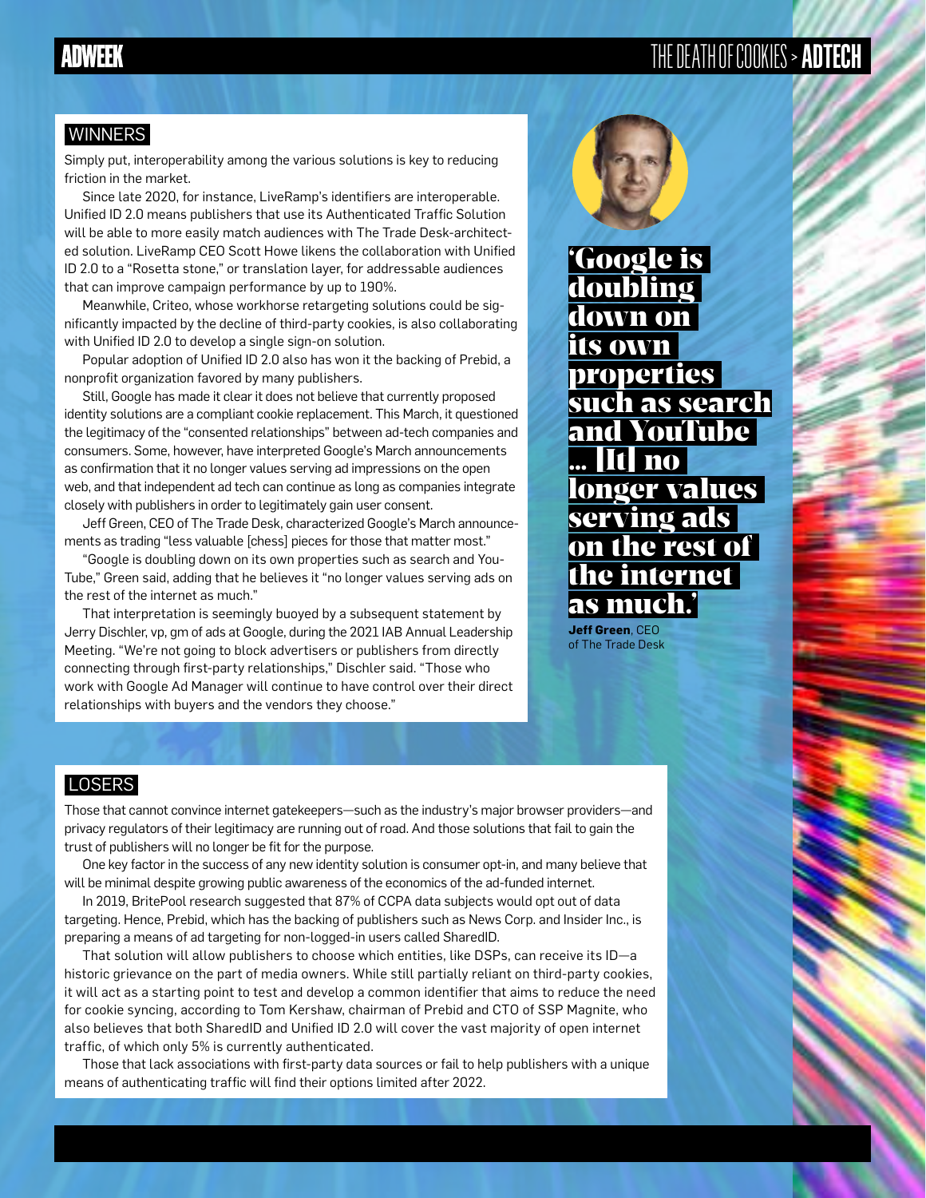## WINNERS

Simply put, interoperability among the various solutions is key to reducing friction in the market.

Since late 2020, for instance, LiveRamp's identifiers are interoperable. Unified ID 2.0 means publishers that use its Authenticated Traffic Solution will be able to more easily match audiences with The Trade Desk-architected solution. LiveRamp CEO Scott Howe likens the collaboration with Unified ID 2.0 to a "Rosetta stone," or translation layer, for addressable audiences that can improve campaign performance by up to 190%.

Meanwhile, Criteo, whose workhorse retargeting solutions could be significantly impacted by the decline of third-party cookies, is also collaborating with Unified ID 2.0 to develop a single sign-on solution.

Popular adoption of Unified ID 2.0 also has won it the backing of Prebid, a nonprofit organization favored by many publishers.

Still, Google has made it clear it does not believe that currently proposed identity solutions are a compliant cookie replacement. This March, it questioned the legitimacy of the "consented relationships" between ad-tech companies and consumers. Some, however, have interpreted Google's March announcements as confirmation that it no longer values serving ad impressions on the open web, and that independent ad tech can continue as long as companies integrate closely with publishers in order to legitimately gain user consent.

Jeff Green, CEO of The Trade Desk, characterized Google's March announcements as trading "less valuable [chess] pieces for those that matter most."

"Google is doubling down on its own properties such as search and YouTube," Green said, adding that he believes it "no longer values serving ads on the rest of the internet as much."

That interpretation is seemingly buoyed by a subsequent statement by Jerry Dischler, vp, gm of ads at Google, during the 2021 IAB Annual Leadership Meeting. "We're not going to block advertisers or publishers from directly connecting through first-party relationships," Dischler said. "Those who work with Google Ad Manager will continue to have control over their direct relationships with buyers and the vendors they choose."

> 'Google is doubling down on its own properties such as search and YouTube ... [It] no longer values serving ads on the rest of the internet as much.'
>
> **Jeff Green**, CEO of The Trade Desk

## LOSERS

Those that cannot convince internet gatekeepers—such as the industry's major browser providers—and privacy regulators of their legitimacy are running out of road. And those solutions that fail to gain the trust of publishers will no longer be fit for the purpose.

One key factor in the success of any new identity solution is consumer opt-in, and many believe that will be minimal despite growing public awareness of the economics of the ad-funded internet.

In 2019, BritePool research suggested that 87% of CCPA data subjects would opt out of data targeting. Hence, Prebid, which has the backing of publishers such as News Corp. and Insider Inc., is preparing a means of ad targeting for non-logged-in users called SharedID.

That solution will allow publishers to choose which entities, like DSPs, can receive its ID—a historic grievance on the part of media owners. While still partially reliant on third-party cookies, it will act as a starting point to test and develop a common identifier that aims to reduce the need for cookie syncing, according to Tom Kershaw, chairman of Prebid and CTO of SSP Magnite, who also believes that both SharedID and Unified ID 2.0 will cover the vast majority of open internet traffic, of which only 5% is currently authenticated.

Those that lack associations with first-party data sources or fail to help publishers with a unique means of authenticating traffic will find their options limited after 2022.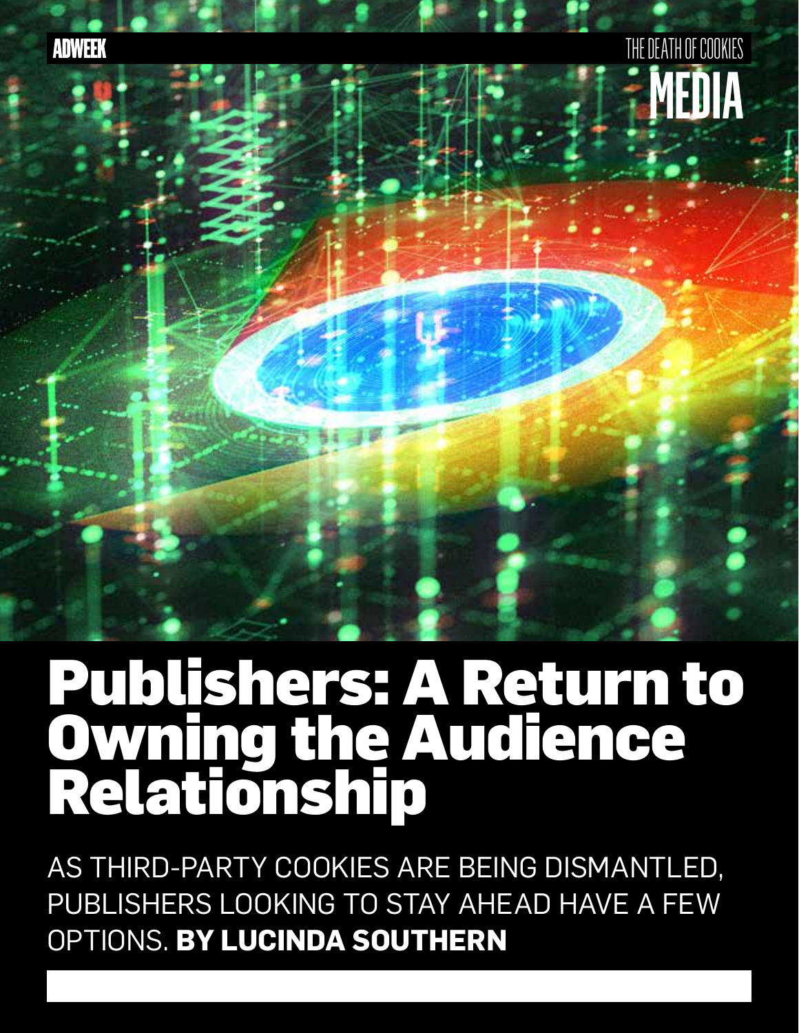ADWEEK

THE DEATH OF COOKIES

MEDIA

# Publishers: A Return to Owning the Audience Relationship

AS THIRD-PARTY COOKIES ARE BEING DISMANTLED, PUBLISHERS LOOKING TO STAY AHEAD HAVE A FEW OPTIONS. **BY LUCINDA SOUTHERN**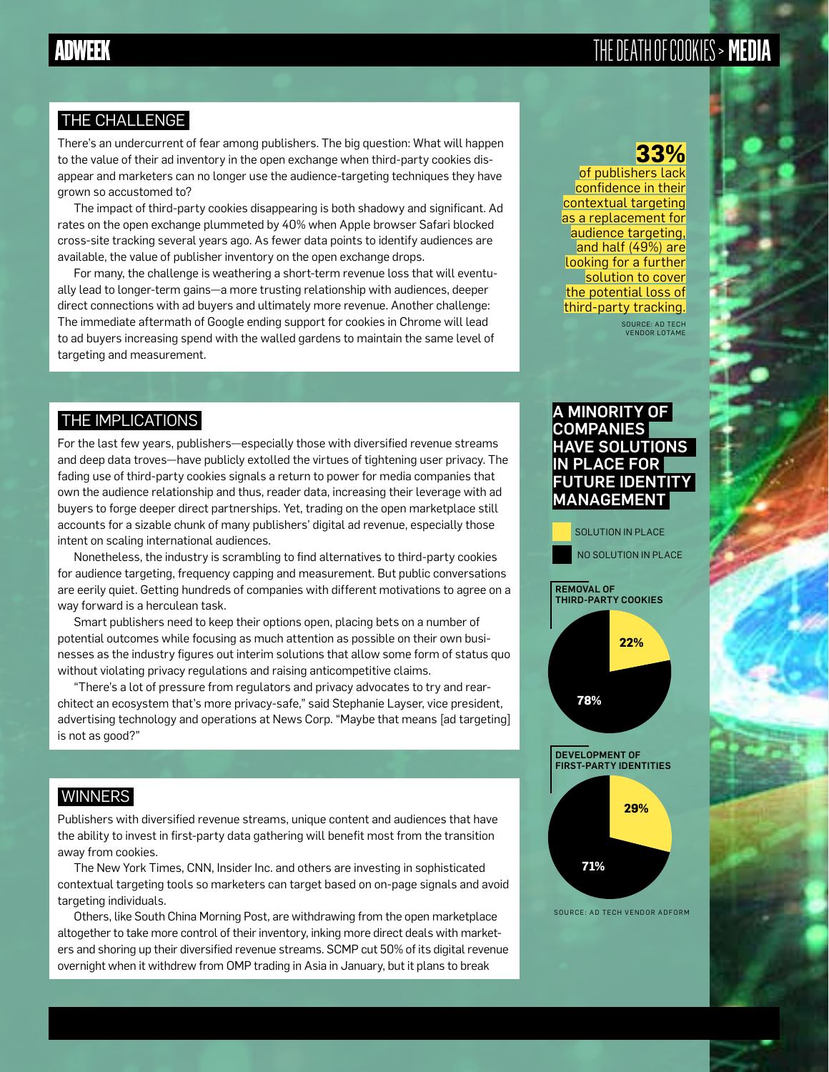## THE CHALLENGE

There's an undercurrent of fear among publishers. The big question: What will happen to the value of their ad inventory in the open exchange when third-party cookies disappear and marketers can no longer use the audience-targeting techniques they have grown so accustomed to?

The impact of third-party cookies disappearing is both shadowy and significant. Ad rates on the open exchange plummeted by 40% when Apple browser Safari blocked cross-site tracking several years ago. As fewer data points to identify audiences are available, the value of publisher inventory on the open exchange drops.

For many, the challenge is weathering a short-term revenue loss that will eventually lead to longer-term gains—a more trusting relationship with audiences, deeper direct connections with ad buyers and ultimately more revenue. Another challenge: The immediate aftermath of Google ending support for cookies in Chrome will lead to ad buyers increasing spend with the walled gardens to maintain the same level of targeting and measurement.

**33%** of publishers lack confidence in their contextual targeting as a replacement for audience targeting, and half (49%) are looking for a further solution to cover the potential loss of third-party tracking.

SOURCE: AD TECH VENDOR LOTAME

## THE IMPLICATIONS

For the last few years, publishers—especially those with diversified revenue streams and deep data troves—have publicly extolled the virtues of tightening user privacy. The fading use of third-party cookies signals a return to power for media companies that own the audience relationship and thus, reader data, increasing their leverage with ad buyers to forge deeper direct partnerships. Yet, trading on the open marketplace still accounts for a sizable chunk of many publishers' digital ad revenue, especially those intent on scaling international audiences.

Nonetheless, the industry is scrambling to find alternatives to third-party cookies for audience targeting, frequency capping and measurement. But public conversations are eerily quiet. Getting hundreds of companies with different motivations to agree on a way forward is a herculean task.

Smart publishers need to keep their options open, placing bets on a number of potential outcomes while focusing as much attention as possible on their own businesses as the industry figures out interim solutions that allow some form of status quo without violating privacy regulations and raising anticompetitive claims.

"There's a lot of pressure from regulators and privacy advocates to try and rearchitect an ecosystem that's more privacy-safe," said Stephanie Layser, vice president, advertising technology and operations at News Corp. "Maybe that means [ad targeting] is not as good?"

### A MINORITY OF COMPANIES HAVE SOLUTIONS IN PLACE FOR FUTURE IDENTITY MANAGEMENT

SOLUTION IN PLACE

NO SOLUTION IN PLACE

REMOVAL OF THIRD-PARTY COOKIES

22%

78%

DEVELOPMENT OF FIRST-PARTY IDENTITIES

29%

71%

SOURCE: AD TECH VENDOR ADFORM

## WINNERS

Publishers with diversified revenue streams, unique content and audiences that have the ability to invest in first-party data gathering will benefit most from the transition away from cookies.

The New York Times, CNN, Insider Inc. and others are investing in sophisticated contextual targeting tools so marketers can target based on on-page signals and avoid targeting individuals.

Others, like South China Morning Post, are withdrawing from the open marketplace altogether to take more control of their inventory, inking more direct deals with marketers and shoring up their diversified revenue streams. SCMP cut 50% of its digital revenue overnight when it withdrew from OMP trading in Asia in January, but it plans to break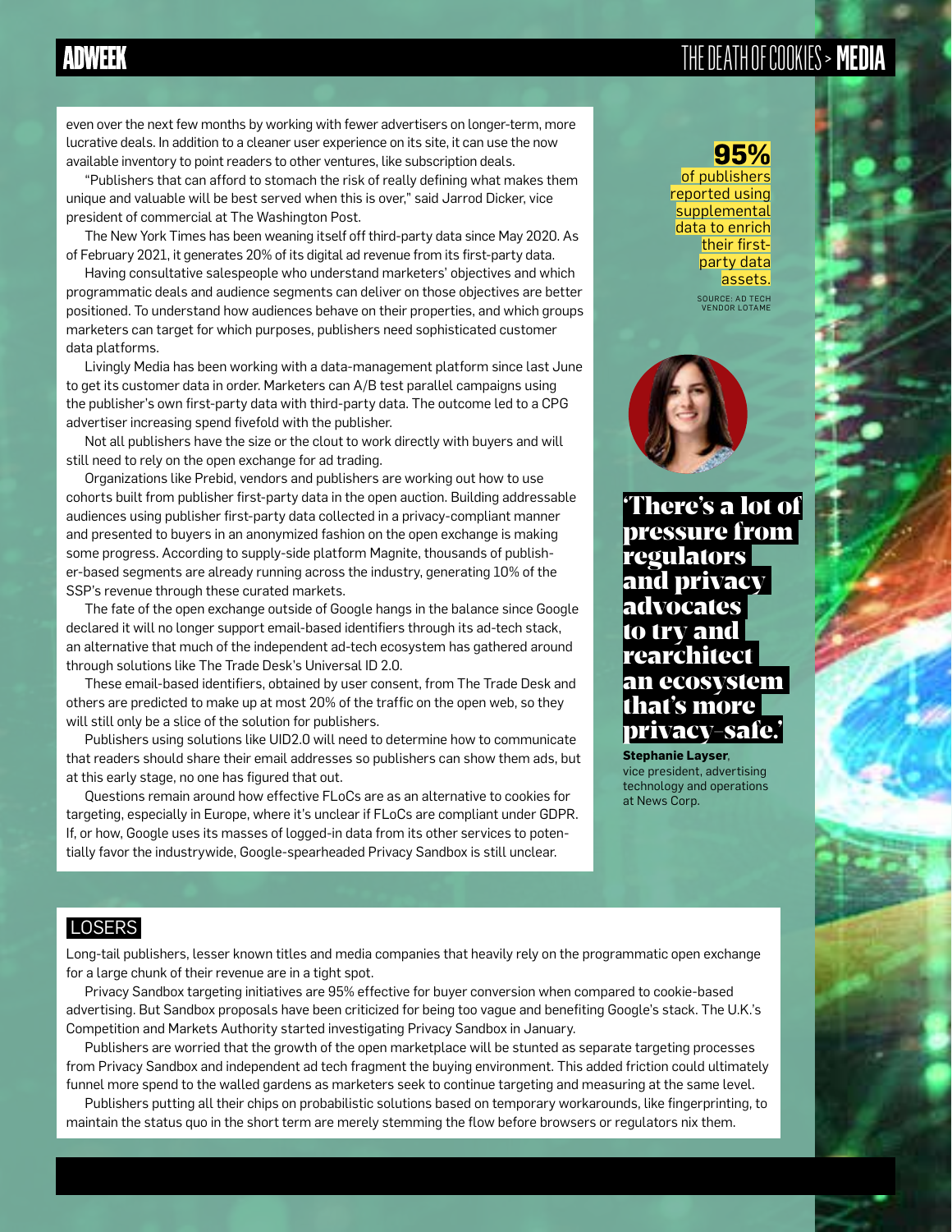even over the next few months by working with fewer advertisers on longer-term, more lucrative deals. In addition to a cleaner user experience on its site, it can use the now available inventory to point readers to other ventures, like subscription deals.

"Publishers that can afford to stomach the risk of really defining what makes them unique and valuable will be best served when this is over," said Jarrod Dicker, vice president of commercial at The Washington Post.

The New York Times has been weaning itself off third-party data since May 2020. As of February 2021, it generates 20% of its digital ad revenue from its first-party data.

Having consultative salespeople who understand marketers' objectives and which programmatic deals and audience segments can deliver on those objectives are better positioned. To understand how audiences behave on their properties, and which groups marketers can target for which purposes, publishers need sophisticated customer data platforms.

Livingly Media has been working with a data-management platform since last June to get its customer data in order. Marketers can A/B test parallel campaigns using the publisher's own first-party data with third-party data. The outcome led to a CPG advertiser increasing spend fivefold with the publisher.

Not all publishers have the size or the clout to work directly with buyers and will still need to rely on the open exchange for ad trading.

Organizations like Prebid, vendors and publishers are working out how to use cohorts built from publisher first-party data in the open auction. Building addressable audiences using publisher first-party data collected in a privacy-compliant manner and presented to buyers in an anonymized fashion on the open exchange is making some progress. According to supply-side platform Magnite, thousands of publisher-based segments are already running across the industry, generating 10% of the SSP's revenue through these curated markets.

The fate of the open exchange outside of Google hangs in the balance since Google declared it will no longer support email-based identifiers through its ad-tech stack, an alternative that much of the independent ad-tech ecosystem has gathered around through solutions like The Trade Desk's Universal ID 2.0.

These email-based identifiers, obtained by user consent, from The Trade Desk and others are predicted to make up at most 20% of the traffic on the open web, so they will still only be a slice of the solution for publishers.

Publishers using solutions like UID2.0 will need to determine how to communicate that readers should share their email addresses so publishers can show them ads, but at this early stage, no one has figured that out.

Questions remain around how effective FLoCs are as an alternative to cookies for targeting, especially in Europe, where it's unclear if FLoCs are compliant under GDPR. If, or how, Google uses its masses of logged-in data from its other services to potentially favor the industrywide, Google-spearheaded Privacy Sandbox is still unclear.

**95%** of publishers reported using supplemental data to enrich their first-party data assets.

SOURCE: AD TECH VENDOR LOTAME

**'There's a lot of pressure from regulators and privacy advocates to try and rearchitect an ecosystem that's more privacy-safe.'**

**Stephanie Layser**, vice president, advertising technology and operations at News Corp.

## LOSERS

Long-tail publishers, lesser known titles and media companies that heavily rely on the programmatic open exchange for a large chunk of their revenue are in a tight spot.

Privacy Sandbox targeting initiatives are 95% effective for buyer conversion when compared to cookie-based advertising. But Sandbox proposals have been criticized for being too vague and benefiting Google's stack. The U.K.'s Competition and Markets Authority started investigating Privacy Sandbox in January.

Publishers are worried that the growth of the open marketplace will be stunted as separate targeting processes from Privacy Sandbox and independent ad tech fragment the buying environment. This added friction could ultimately funnel more spend to the walled gardens as marketers seek to continue targeting and measuring at the same level.

Publishers putting all their chips on probabilistic solutions based on temporary workarounds, like fingerprinting, to maintain the status quo in the short term are merely stemming the flow before browsers or regulators nix them.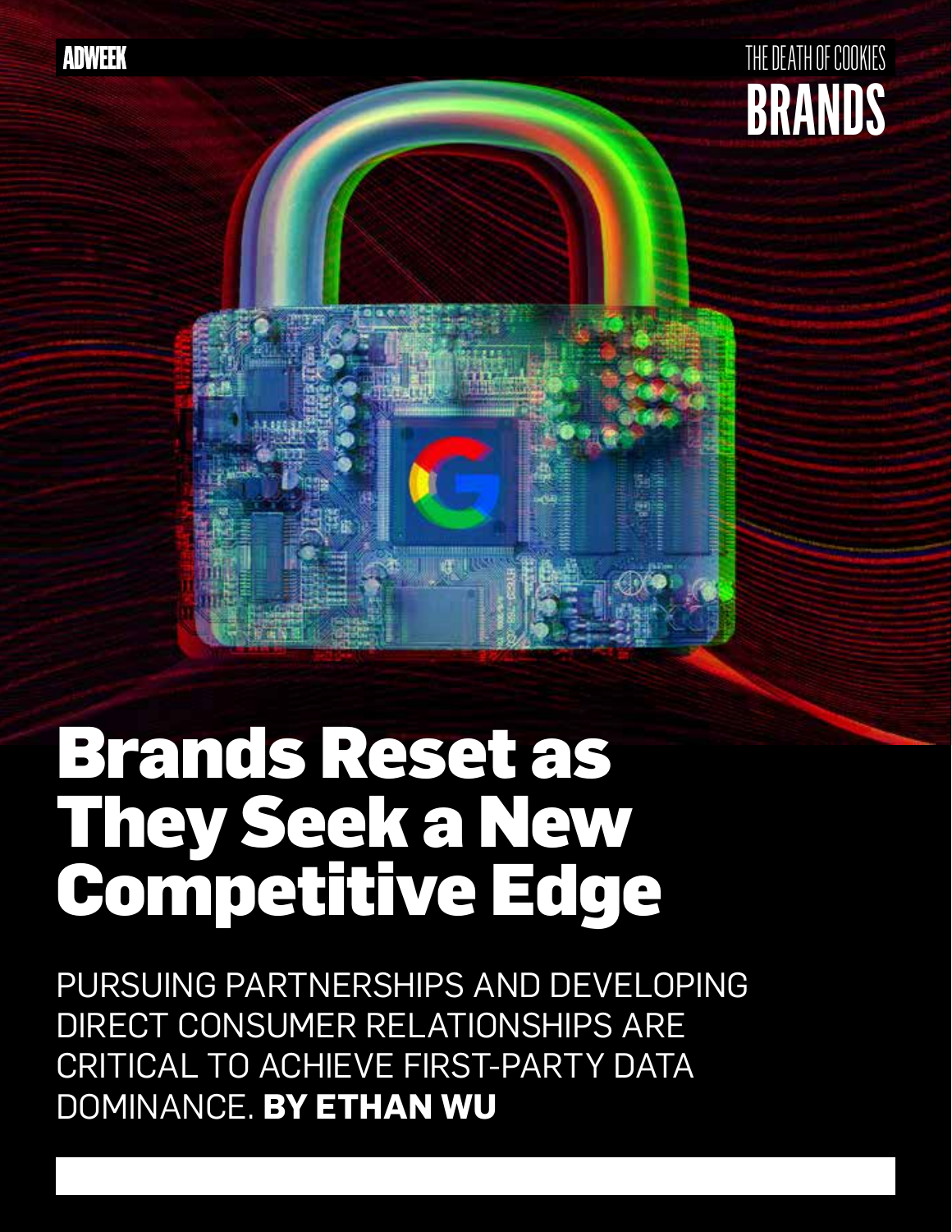THE DEATH OF COOKIES

BRANDS

# Brands Reset as They Seek a New Competitive Edge

PURSUING PARTNERSHIPS AND DEVELOPING DIRECT CONSUMER RELATIONSHIPS ARE CRITICAL TO ACHIEVE FIRST-PARTY DATA DOMINANCE. **BY ETHAN WU**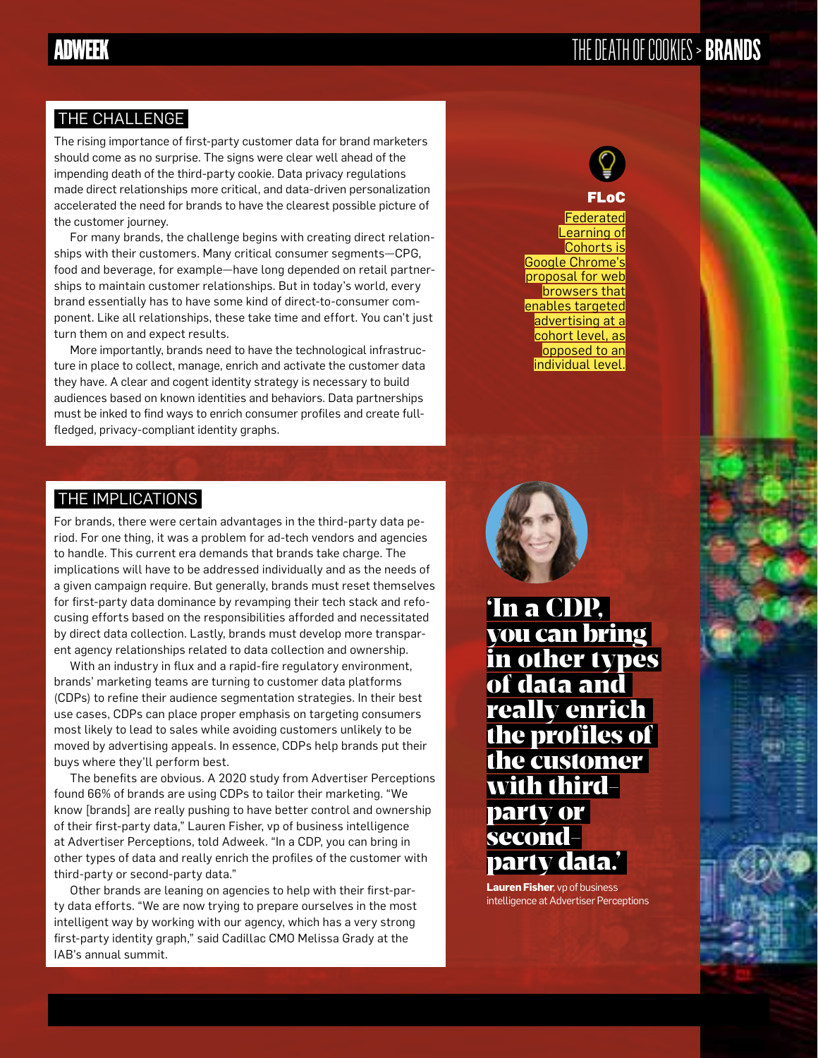## THE CHALLENGE

The rising importance of first-party customer data for brand marketers should come as no surprise. The signs were clear well ahead of the impending death of the third-party cookie. Data privacy regulations made direct relationships more critical, and data-driven personalization accelerated the need for brands to have the clearest possible picture of the customer journey.

For many brands, the challenge begins with creating direct relationships with their customers. Many critical consumer segments—CPG, food and beverage, for example—have long depended on retail partnerships to maintain customer relationships. But in today's world, every brand essentially has to have some kind of direct-to-consumer component. Like all relationships, these take time and effort. You can't just turn them on and expect results.

More importantly, brands need to have the technological infrastructure in place to collect, manage, enrich and activate the customer data they have. A clear and cogent identity strategy is necessary to build audiences based on known identities and behaviors. Data partnerships must be inked to find ways to enrich consumer profiles and create full-fledged, privacy-compliant identity graphs.

**FLoC**

Federated Learning of Cohorts is Google Chrome's proposal for web browsers that enables targeted advertising at a cohort level, as opposed to an individual level.

## THE IMPLICATIONS

For brands, there were certain advantages in the third-party data period. For one thing, it was a problem for ad-tech vendors and agencies to handle. This current era demands that brands take charge. The implications will have to be addressed individually and as the needs of a given campaign require. But generally, brands must reset themselves for first-party data dominance by revamping their tech stack and refocusing efforts based on the responsibilities afforded and necessitated by direct data collection. Lastly, brands must develop more transparent agency relationships related to data collection and ownership.

With an industry in flux and a rapid-fire regulatory environment, brands' marketing teams are turning to customer data platforms (CDPs) to refine their audience segmentation strategies. In their best use cases, CDPs can place proper emphasis on targeting consumers most likely to lead to sales while avoiding customers unlikely to be moved by advertising appeals. In essence, CDPs help brands put their buys where they'll perform best.

The benefits are obvious. A 2020 study from Advertiser Perceptions found 66% of brands are using CDPs to tailor their marketing. "We know [brands] are really pushing to have better control and ownership of their first-party data," Lauren Fisher, vp of business intelligence at Advertiser Perceptions, told Adweek. "In a CDP, you can bring in other types of data and really enrich the profiles of the customer with third-party or second-party data."

Other brands are leaning on agencies to help with their first-party data efforts. "We are now trying to prepare ourselves in the most intelligent way by working with our agency, which has a very strong first-party identity graph," said Cadillac CMO Melissa Grady at the IAB's annual summit.

**'In a CDP, you can bring in other types of data and really enrich the profiles of the customer with third-party or second-party data.'**

**Lauren Fisher**, vp of business intelligence at Advertiser Perceptions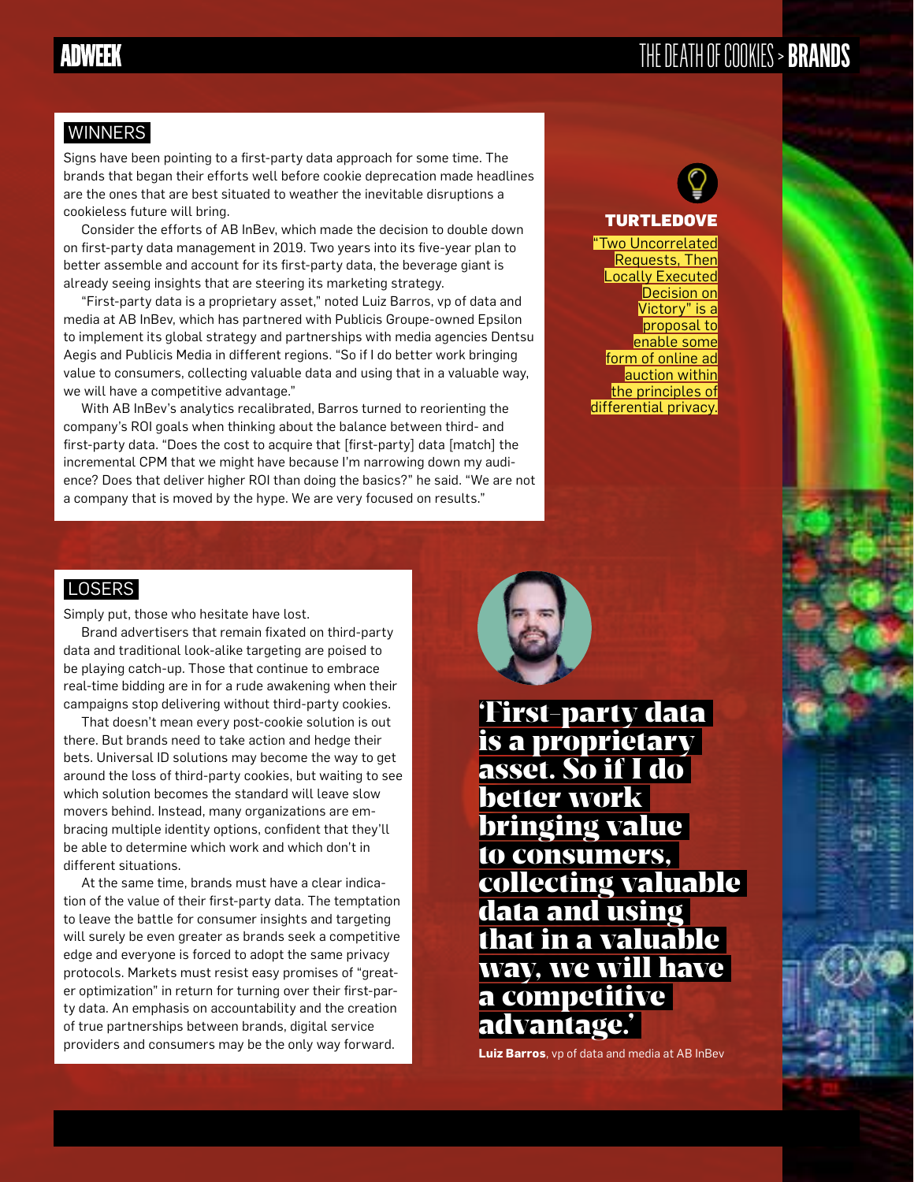## WINNERS

Signs have been pointing to a first-party data approach for some time. The brands that began their efforts well before cookie deprecation made headlines are the ones that are best situated to weather the inevitable disruptions a cookieless future will bring.

Consider the efforts of AB InBev, which made the decision to double down on first-party data management in 2019. Two years into its five-year plan to better assemble and account for its first-party data, the beverage giant is already seeing insights that are steering its marketing strategy.

"First-party data is a proprietary asset," noted Luiz Barros, vp of data and media at AB InBev, which has partnered with Publicis Groupe-owned Epsilon to implement its global strategy and partnerships with media agencies Dentsu Aegis and Publicis Media in different regions. "So if I do better work bringing value to consumers, collecting valuable data and using that in a valuable way, we will have a competitive advantage."

With AB InBev's analytics recalibrated, Barros turned to reorienting the company's ROI goals when thinking about the balance between third- and first-party data. "Does the cost to acquire that [first-party] data [match] the incremental CPM that we might have because I'm narrowing down my audience? Does that deliver higher ROI than doing the basics?" he said. "We are not a company that is moved by the hype. We are very focused on results."

### TURTLEDOVE

"Two Uncorrelated Requests, Then Locally Executed Decision on Victory" is a proposal to enable some form of online ad auction within the principles of differential privacy.

## LOSERS

Simply put, those who hesitate have lost.

Brand advertisers that remain fixated on third-party data and traditional look-alike targeting are poised to be playing catch-up. Those that continue to embrace real-time bidding are in for a rude awakening when their campaigns stop delivering without third-party cookies.

That doesn't mean every post-cookie solution is out there. But brands need to take action and hedge their bets. Universal ID solutions may become the way to get around the loss of third-party cookies, but waiting to see which solution becomes the standard will leave slow movers behind. Instead, many organizations are embracing multiple identity options, confident that they'll be able to determine which work and which don't in different situations.

At the same time, brands must have a clear indication of the value of their first-party data. The temptation to leave the battle for consumer insights and targeting will surely be even greater as brands seek a competitive edge and everyone is forced to adopt the same privacy protocols. Markets must resist easy promises of "greater optimization" in return for turning over their first-party data. An emphasis on accountability and the creation of true partnerships between brands, digital service providers and consumers may be the only way forward.

**'First-party data is a proprietary asset. So if I do better work bringing value to consumers, collecting valuable data and using that in a valuable way, we will have a competitive advantage.'**

**Luiz Barros**, vp of data and media at AB InBev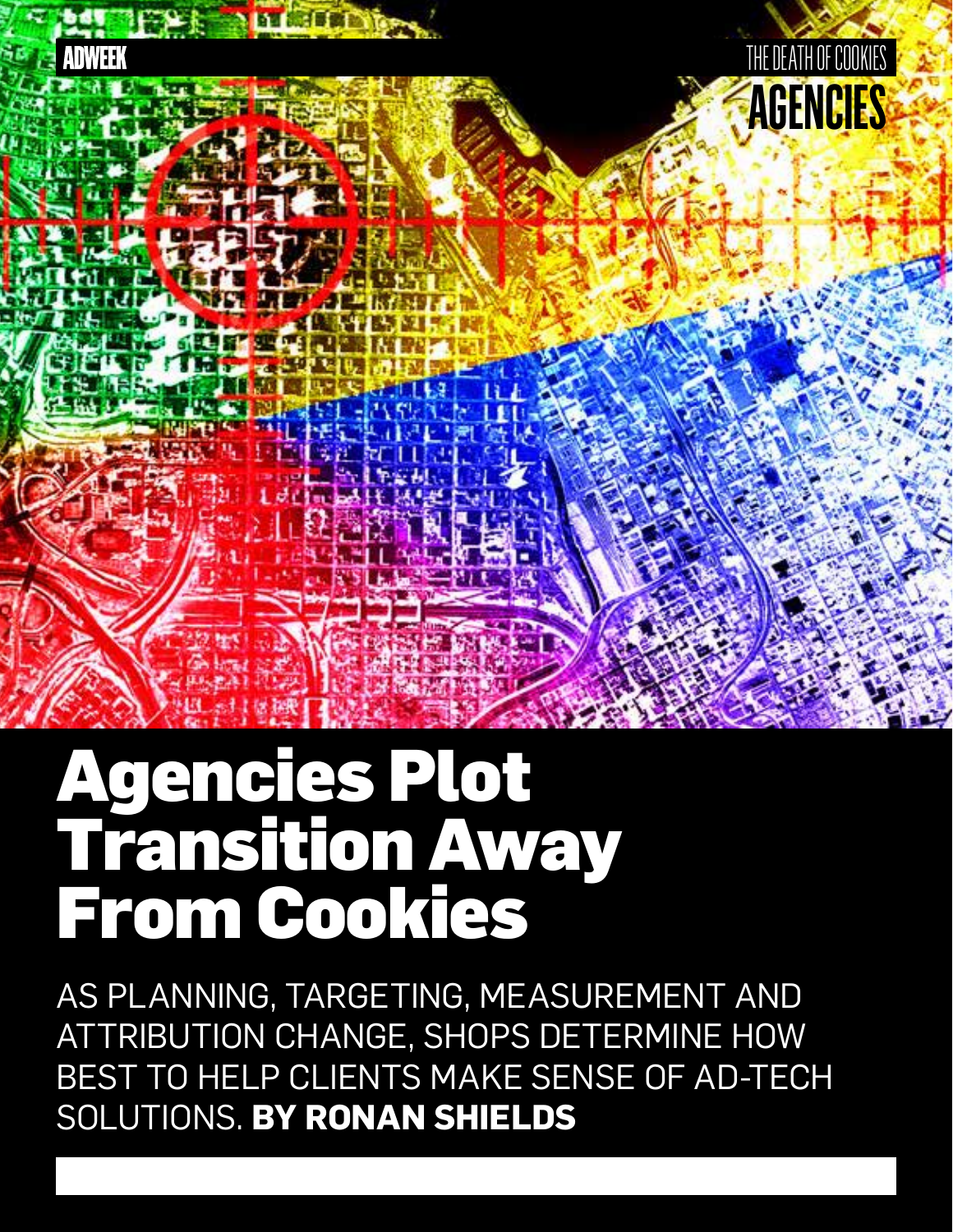THE DEATH OF COOKIES

AGENCIES

# Agencies Plot Transition Away From Cookies

AS PLANNING, TARGETING, MEASUREMENT AND ATTRIBUTION CHANGE, SHOPS DETERMINE HOW BEST TO HELP CLIENTS MAKE SENSE OF AD-TECH SOLUTIONS. **BY RONAN SHIELDS**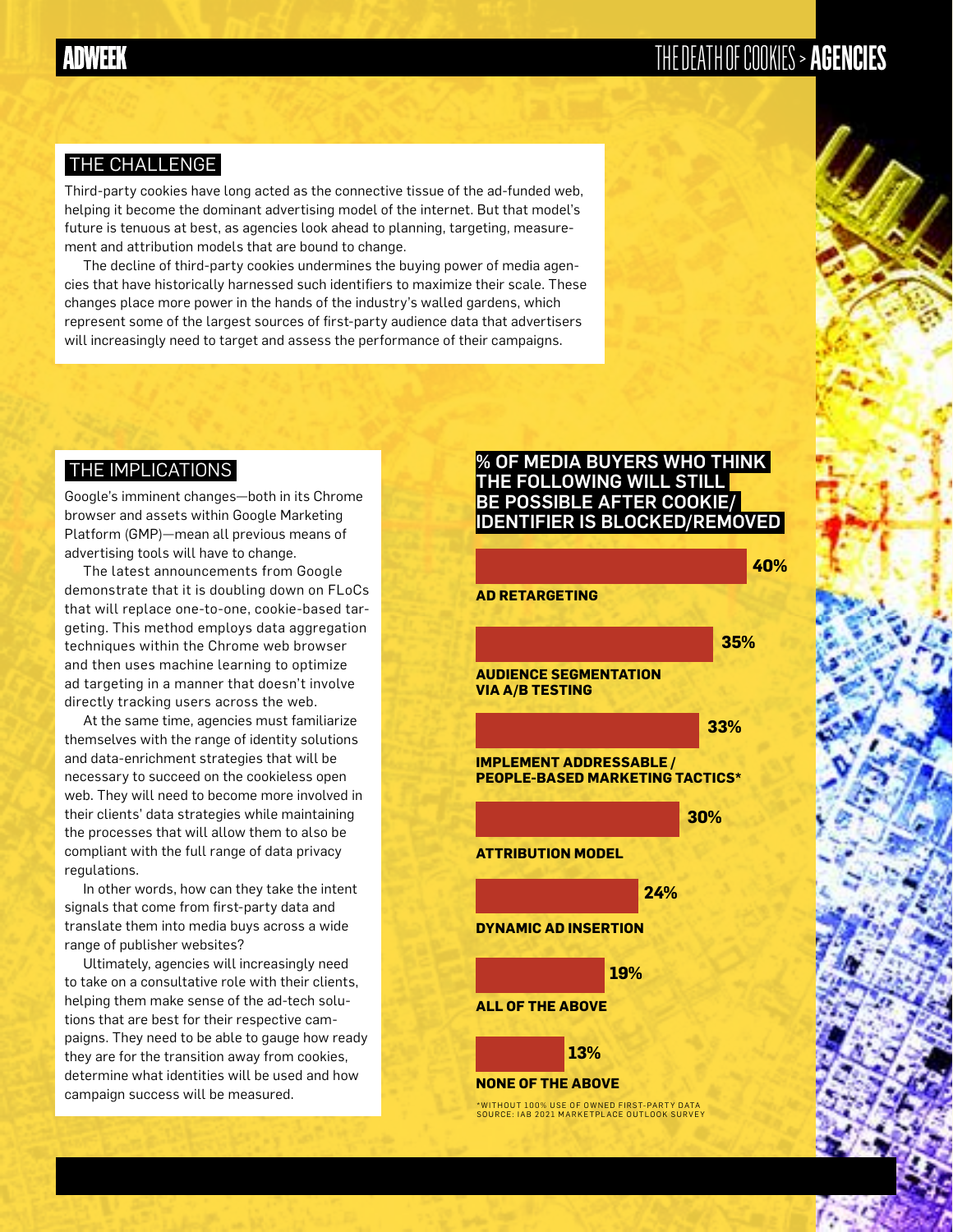## THE CHALLENGE

Third-party cookies have long acted as the connective tissue of the ad-funded web, helping it become the dominant advertising model of the internet. But that model's future is tenuous at best, as agencies look ahead to planning, targeting, measurement and attribution models that are bound to change.

The decline of third-party cookies undermines the buying power of media agencies that have historically harnessed such identifiers to maximize their scale. These changes place more power in the hands of the industry's walled gardens, which represent some of the largest sources of first-party audience data that advertisers will increasingly need to target and assess the performance of their campaigns.

## THE IMPLICATIONS

Google's imminent changes—both in its Chrome browser and assets within Google Marketing Platform (GMP)—mean all previous means of advertising tools will have to change.

The latest announcements from Google demonstrate that it is doubling down on FLoCs that will replace one-to-one, cookie-based targeting. This method employs data aggregation techniques within the Chrome web browser and then uses machine learning to optimize ad targeting in a manner that doesn't involve directly tracking users across the web.

At the same time, agencies must familiarize themselves with the range of identity solutions and data-enrichment strategies that will be necessary to succeed on the cookieless open web. They will need to become more involved in their clients' data strategies while maintaining the processes that will allow them to also be compliant with the full range of data privacy regulations.

In other words, how can they take the intent signals that come from first-party data and translate them into media buys across a wide range of publisher websites?

Ultimately, agencies will increasingly need to take on a consultative role with their clients, helping them make sense of the ad-tech solutions that are best for their respective campaigns. They need to be able to gauge how ready they are for the transition away from cookies, determine what identities will be used and how campaign success will be measured.

### % OF MEDIA BUYERS WHO THINK THE FOLLOWING WILL STILL BE POSSIBLE AFTER COOKIE/IDENTIFIER IS BLOCKED/REMOVED

40%
AD RETARGETING

35%
AUDIENCE SEGMENTATION VIA A/B TESTING

33%
IMPLEMENT ADDRESSABLE / PEOPLE-BASED MARKETING TACTICS*

30%
ATTRIBUTION MODEL

24%
DYNAMIC AD INSERTION

19%
ALL OF THE ABOVE

13%
NONE OF THE ABOVE

*WITHOUT 100% USE OF OWNED FIRST-PARTY DATA
SOURCE: IAB 2021 MARKETPLACE OUTLOOK SURVEY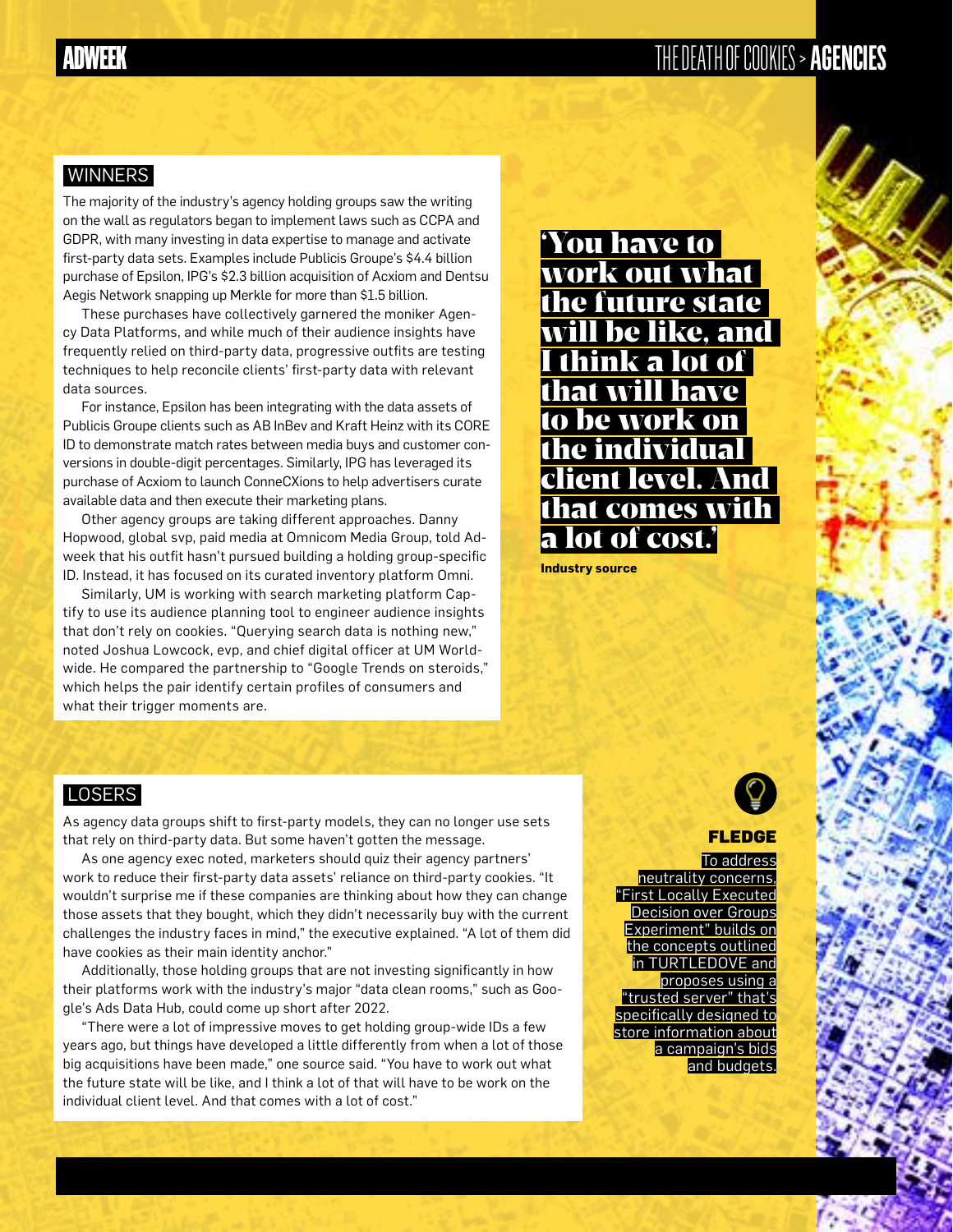## WINNERS

The majority of the industry's agency holding groups saw the writing on the wall as regulators began to implement laws such as CCPA and GDPR, with many investing in data expertise to manage and activate first-party data sets. Examples include Publicis Groupe's $4.4 billion purchase of Epsilon, IPG's $2.3 billion acquisition of Acxiom and Dentsu Aegis Network snapping up Merkle for more than $1.5 billion.

These purchases have collectively garnered the moniker Agency Data Platforms, and while much of their audience insights have frequently relied on third-party data, progressive outfits are testing techniques to help reconcile clients' first-party data with relevant data sources.

For instance, Epsilon has been integrating with the data assets of Publicis Groupe clients such as AB InBev and Kraft Heinz with its CORE ID to demonstrate match rates between media buys and customer conversions in double-digit percentages. Similarly, IPG has leveraged its purchase of Acxiom to launch ConneCXions to help advertisers curate available data and then execute their marketing plans.

Other agency groups are taking different approaches. Danny Hopwood, global svp, paid media at Omnicom Media Group, told Adweek that his outfit hasn't pursued building a holding group-specific ID. Instead, it has focused on its curated inventory platform Omni.

Similarly, UM is working with search marketing platform Captify to use its audience planning tool to engineer audience insights that don't rely on cookies. "Querying search data is nothing new," noted Joshua Lowcock, evp, and chief digital officer at UM Worldwide. He compared the partnership to "Google Trends on steroids," which helps the pair identify certain profiles of consumers and what their trigger moments are.

**'You have to work out what the future state will be like, and I think a lot of that will have to be work on the individual client level. And that comes with a lot of cost.'**

**Industry source**

## LOSERS

As agency data groups shift to first-party models, they can no longer use sets that rely on third-party data. But some haven't gotten the message.

As one agency exec noted, marketers should quiz their agency partners' work to reduce their first-party data assets' reliance on third-party cookies. "It wouldn't surprise me if these companies are thinking about how they can change those assets that they bought, which they didn't necessarily buy with the current challenges the industry faces in mind," the executive explained. "A lot of them did have cookies as their main identity anchor."

Additionally, those holding groups that are not investing significantly in how their platforms work with the industry's major "data clean rooms," such as Google's Ads Data Hub, could come up short after 2022.

"There were a lot of impressive moves to get holding group-wide IDs a few years ago, but things have developed a little differently from when a lot of those big acquisitions have been made," one source said. "You have to work out what the future state will be like, and I think a lot of that will have to be work on the individual client level. And that comes with a lot of cost."

**FLEDGE**

To address neutrality concerns, "First Locally Executed Decision over Groups Experiment" builds on the concepts outlined in TURTLEDOVE and proposes using a "trusted server" that's specifically designed to store information about a campaign's bids and budgets.